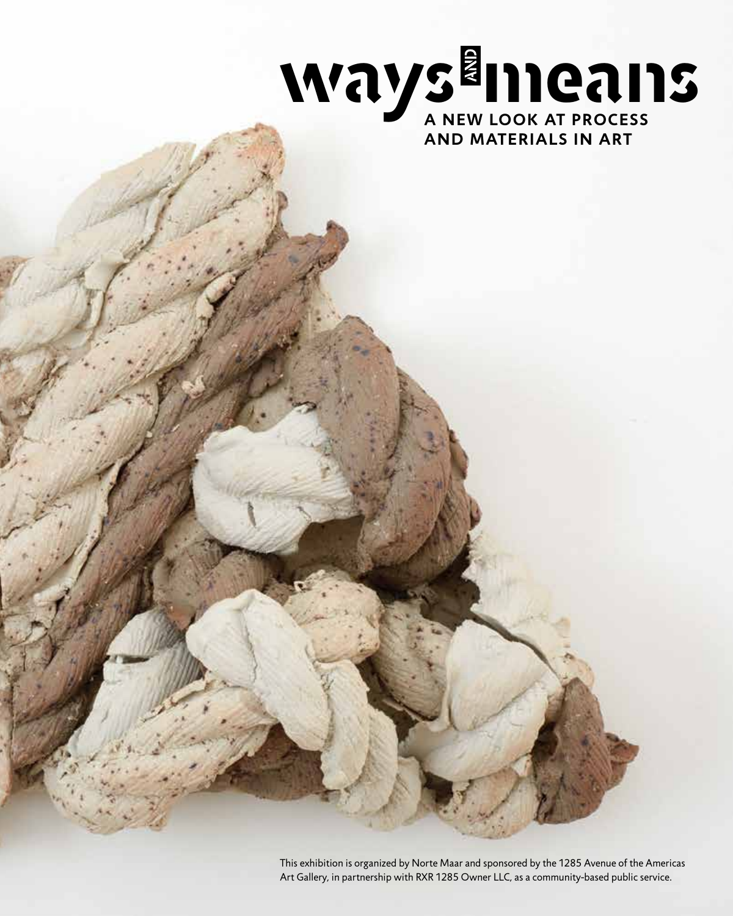# ways AND means

## A NEW LOOK AT PROCESS AND MATERIALS IN ART

This exhibition is organized by Norte Maar and sponsored by the 1285 Avenue of the Americas Art Gallery, in partnership with RXR 1285 Owner LLC, as a community-based public service.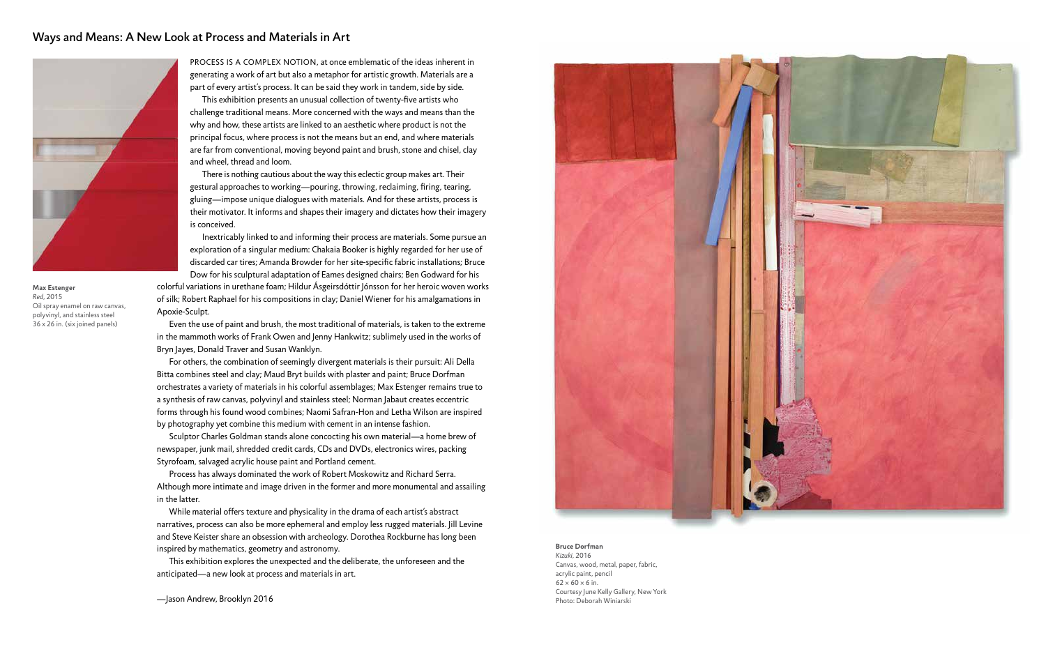## Ways and Means: A New Look at Process and Materials in Art

**Max Estenger**
*Red*, 2015
Oil spray enamel on raw canvas, polyvinyl, and stainless steel
36 x 26 in. (six joined panels)

PROCESS IS A COMPLEX NOTION, at once emblematic of the ideas inherent in generating a work of art but also a metaphor for artistic growth. Materials are a part of every artist's process. It can be said they work in tandem, side by side.

This exhibition presents an unusual collection of twenty-five artists who challenge traditional means. More concerned with the ways and means than the why and how, these artists are linked to an aesthetic where product is not the principal focus, where process is not the means but an end, and where materials are far from conventional, moving beyond paint and brush, stone and chisel, clay and wheel, thread and loom.

There is nothing cautious about the way this eclectic group makes art. Their gestural approaches to working—pouring, throwing, reclaiming, firing, tearing, gluing—impose unique dialogues with materials. And for these artists, process is their motivator. It informs and shapes their imagery and dictates how their imagery is conceived.

Inextricably linked to and informing their process are materials. Some pursue an exploration of a singular medium: Chakaia Booker is highly regarded for her use of discarded car tires; Amanda Browder for her site-specific fabric installations; Bruce Dow for his sculptural adaptation of Eames designed chairs; Ben Godward for his colorful variations in urethane foam; Hildur Ásgeirsdóttir Jónsson for her heroic woven works of silk; Robert Raphael for his compositions in clay; Daniel Wiener for his amalgamations in Apoxie-Sculpt.

Even the use of paint and brush, the most traditional of materials, is taken to the extreme in the mammoth works of Frank Owen and Jenny Hankwitz; sublimely used in the works of Bryn Jayes, Donald Traver and Susan Wanklyn.

For others, the combination of seemingly divergent materials is their pursuit: Ali Della Bitta combines steel and clay; Maud Bryt builds with plaster and paint; Bruce Dorfman orchestrates a variety of materials in his colorful assemblages; Max Estenger remains true to a synthesis of raw canvas, polyvinyl and stainless steel; Norman Jabaut creates eccentric forms through his found wood combines; Naomi Safran-Hon and Letha Wilson are inspired by photography yet combine this medium with cement in an intense fashion.

Sculptor Charles Goldman stands alone concocting his own material—a home brew of newspaper, junk mail, shredded credit cards, CDs and DVDs, electronics wires, packing Styrofoam, salvaged acrylic house paint and Portland cement.

Process has always dominated the work of Robert Moskowitz and Richard Serra. Although more intimate and image driven in the former and more monumental and assailing in the latter.

While material offers texture and physicality in the drama of each artist's abstract narratives, process can also be more ephemeral and employ less rugged materials. Jill Levine and Steve Keister share an obsession with archeology. Dorothea Rockburne has long been inspired by mathematics, geometry and astronomy.

This exhibition explores the unexpected and the deliberate, the unforeseen and the anticipated—a new look at process and materials in art.

—Jason Andrew, Brooklyn 2016

**Bruce Dorfman**
*Kizuki*, 2016
Canvas, wood, metal, paper, fabric, acrylic paint, pencil
62 × 60 × 6 in.
Courtesy June Kelly Gallery, New York
Photo: Deborah Winiarski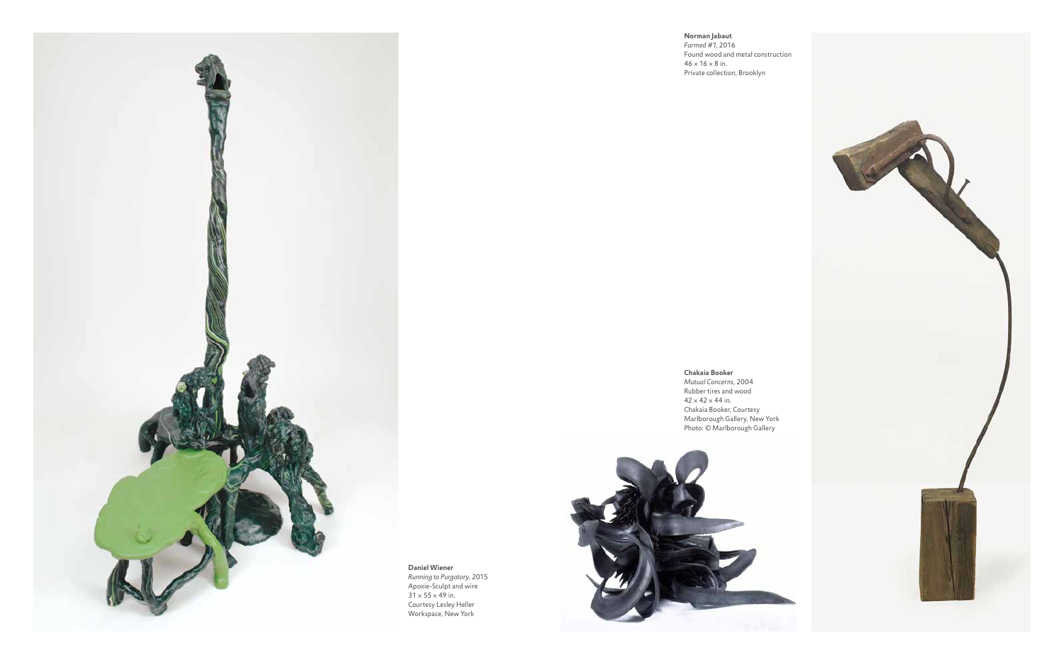**Norman Jabaut**
*Farmed #1*, 2016
Found wood and metal construction
46 × 16 × 8 in.
Private collection, Brooklyn

**Chakaia Booker**
*Mutual Concerns*, 2004
Rubber tires and wood
42 × 42 × 44 in.
Chakaia Booker, Courtesy
Marlborough Gallery, New York
Photo: © Marlborough Gallery

**Daniel Wiener**
*Running to Purgatory*, 2015
Apoxie-Sculpt and wire
31 × 55 × 49 in.
Courtesy Lesley Heller
Workspace, New York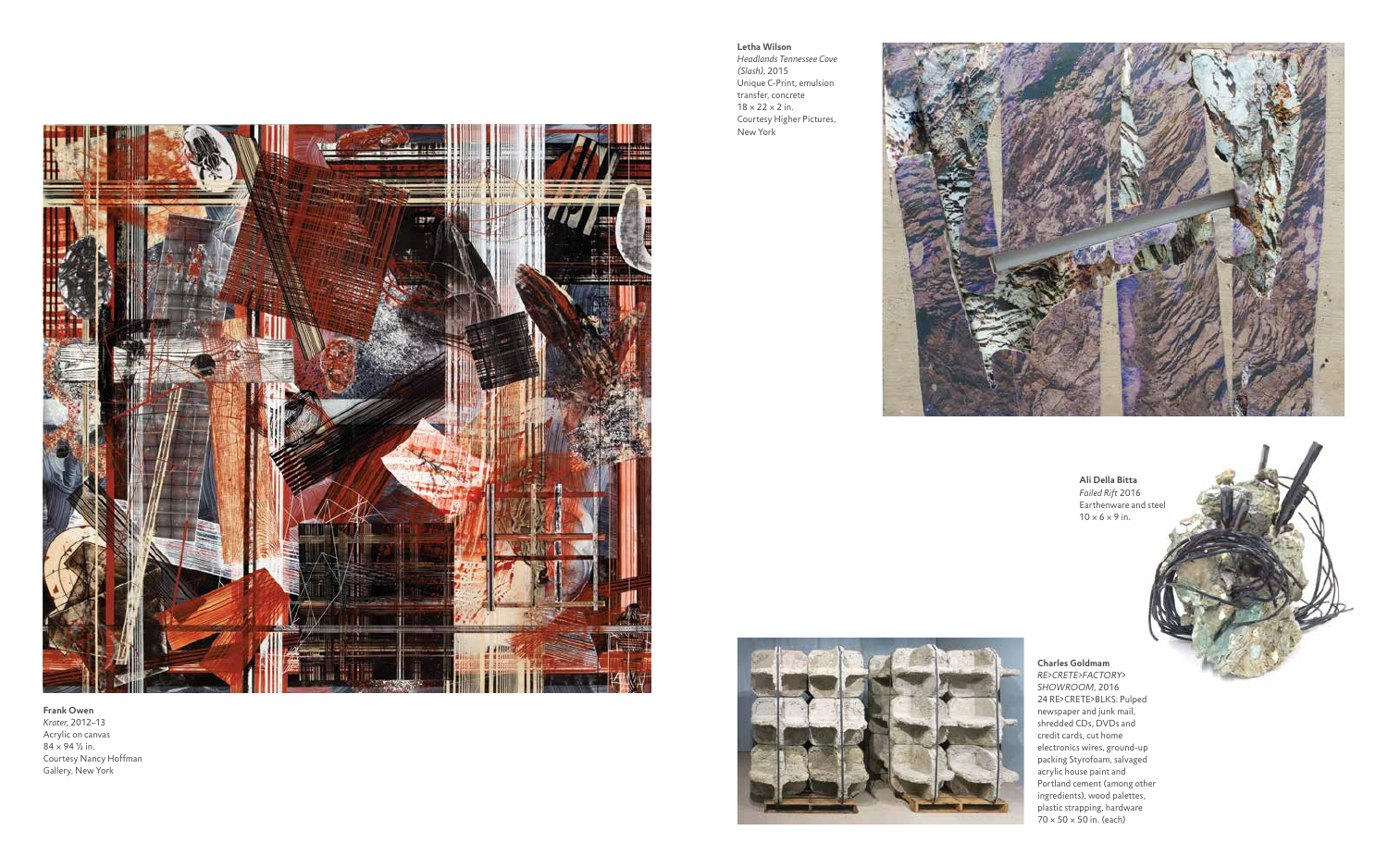**Letha Wilson**
*Headlands Tennessee Cove (Slash)*, 2015
Unique C-Print, emulsion transfer, concrete
18 × 22 × 2 in.
Courtesy Higher Pictures, New York

**Frank Owen**
*Krater*, 2012–13
Acrylic on canvas
84 × 94 ½ in.
Courtesy Nancy Hoffman Gallery, New York

**Ali Della Bitta**
*Failed Rift* 2016
Earthenware and steel
10 × 6 × 9 in.

**Charles Goldmam**
*RE>CRETE>FACTORY> SHOWROOM*, 2016
24 RE>CRETE>BLKS: Pulped newspaper and junk mail, shredded CDs, DVDs and credit cards, cut home electronics wires, ground-up packing Styrofoam, salvaged acrylic house paint and Portland cement (among other ingredients), wood palettes, plastic strapping, hardware
70 × 50 × 50 in. (each)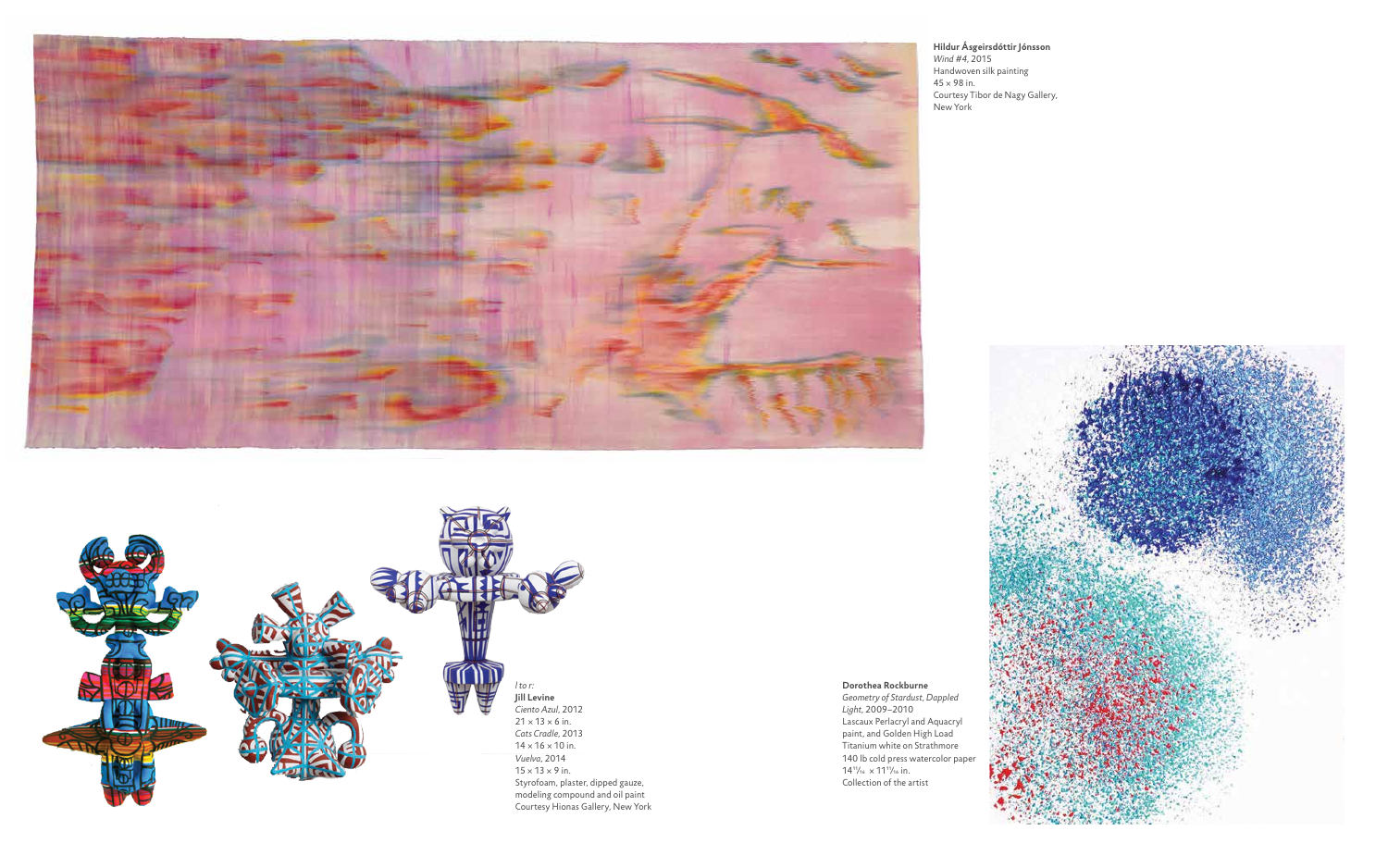**Hildur Ásgeirsdóttir Jónsson**
*Wind #4*, 2015
Handwoven silk painting
45 × 98 in.
Courtesy Tibor de Nagy Gallery, New York

*l to r:*
**Jill Levine**
*Ciento Azul*, 2012
21 × 13 × 6 in.
*Cats Cradle*, 2013
14 × 16 × 10 in.
*Vuelva*, 2014
15 × 13 × 9 in.
Styrofoam, plaster, dipped gauze, modeling compound and oil paint
Courtesy Hionas Gallery, New York

**Dorothea Rockburne**
*Geometry of Stardust, Dappled Light*, 2009–2010
Lascaux Perlacryl and Aquacryl paint, and Golden High Load Titanium white on Strathmore 140 lb cold press watercolor paper
14 15/16 × 11 15/16 in.
Collection of the artist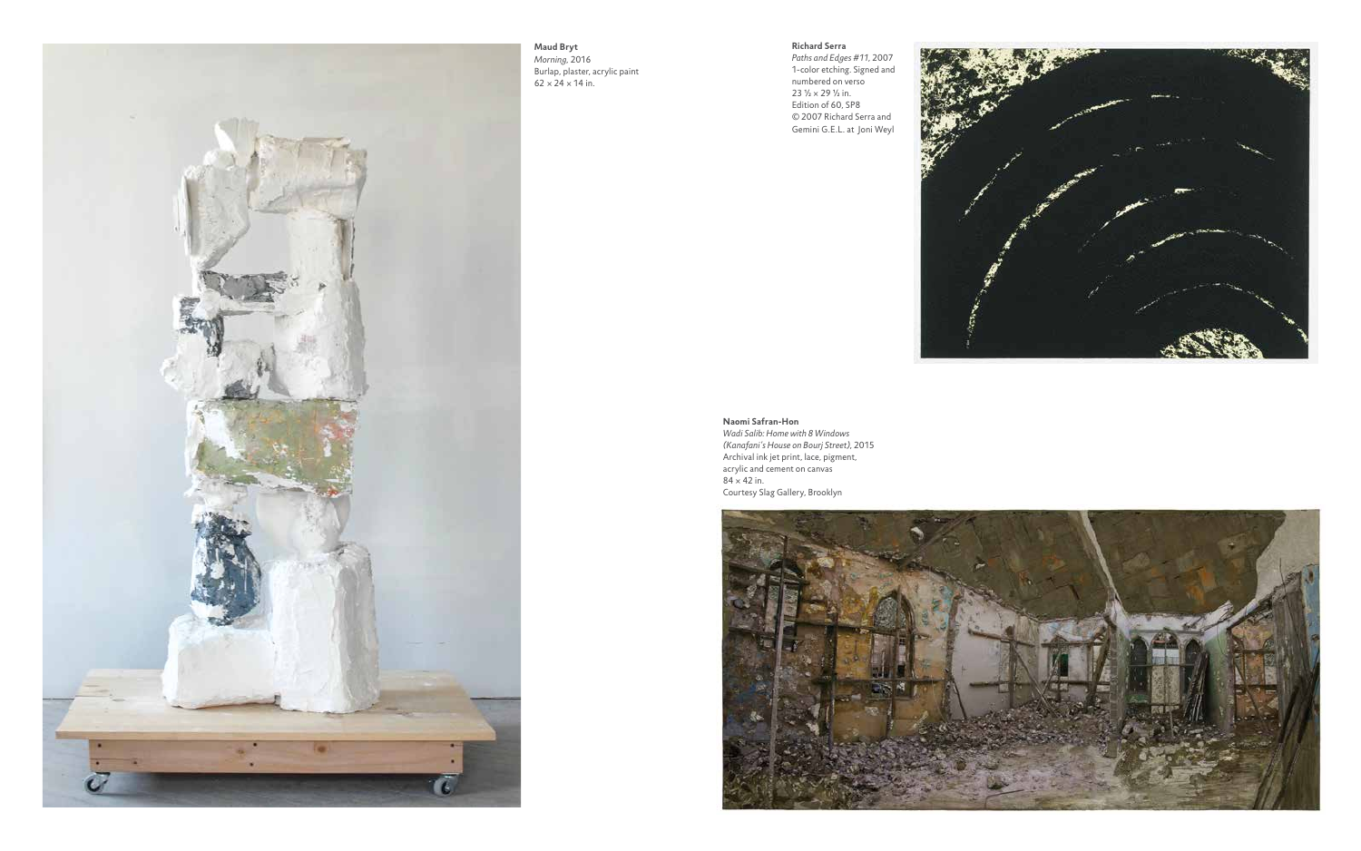**Maud Bryt**
*Morning*, 2016
Burlap, plaster, acrylic paint
62 × 24 × 14 in.

**Richard Serra**
*Paths and Edges #11*, 2007
1-color etching. Signed and numbered on verso
23 ½ × 29 ½ in.
Edition of 60, SP8
© 2007 Richard Serra and Gemini G.E.L. at Joni Weyl

**Naomi Safran-Hon**
*Wadi Salib: Home with 8 Windows (Kanafani's House on Bourj Street)*, 2015
Archival ink jet print, lace, pigment, acrylic and cement on canvas
84 × 42 in.
Courtesy Slag Gallery, Brooklyn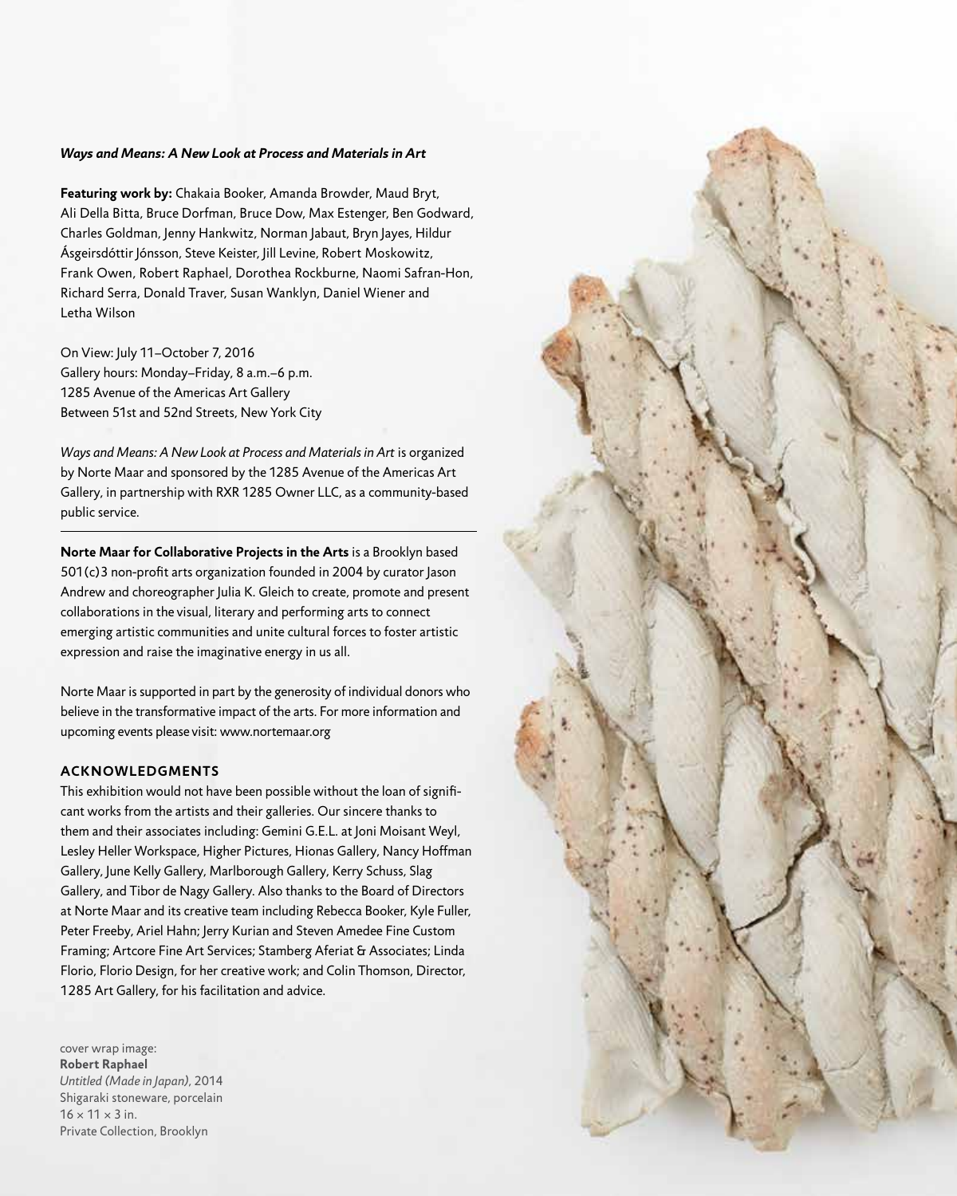***Ways and Means: A New Look at Process and Materials in Art***

**Featuring work by:** Chakaia Booker, Amanda Browder, Maud Bryt, Ali Della Bitta, Bruce Dorfman, Bruce Dow, Max Estenger, Ben Godward, Charles Goldman, Jenny Hankwitz, Norman Jabaut, Bryn Jayes, Hildur Ásgeirsdóttir Jónsson, Steve Keister, Jill Levine, Robert Moskowitz, Frank Owen, Robert Raphael, Dorothea Rockburne, Naomi Safran-Hon, Richard Serra, Donald Traver, Susan Wanklyn, Daniel Wiener and Letha Wilson

On View: July 11–October 7, 2016
Gallery hours: Monday–Friday, 8 a.m.–6 p.m.
1285 Avenue of the Americas Art Gallery
Between 51st and 52nd Streets, New York City

*Ways and Means: A New Look at Process and Materials in Art* is organized by Norte Maar and sponsored by the 1285 Avenue of the Americas Art Gallery, in partnership with RXR 1285 Owner LLC, as a community-based public service.

---

**Norte Maar for Collaborative Projects in the Arts** is a Brooklyn based 501(c)3 non-profit arts organization founded in 2004 by curator Jason Andrew and choreographer Julia K. Gleich to create, promote and present collaborations in the visual, literary and performing arts to connect emerging artistic communities and unite cultural forces to foster artistic expression and raise the imaginative energy in us all.

Norte Maar is supported in part by the generosity of individual donors who believe in the transformative impact of the arts. For more information and upcoming events please visit: www.nortemaar.org

### ACKNOWLEDGMENTS

This exhibition would not have been possible without the loan of significant works from the artists and their galleries. Our sincere thanks to them and their associates including: Gemini G.E.L. at Joni Moisant Weyl, Lesley Heller Workspace, Higher Pictures, Hionas Gallery, Nancy Hoffman Gallery, June Kelly Gallery, Marlborough Gallery, Kerry Schuss, Slag Gallery, and Tibor de Nagy Gallery. Also thanks to the Board of Directors at Norte Maar and its creative team including Rebecca Booker, Kyle Fuller, Peter Freeby, Ariel Hahn; Jerry Kurian and Steven Amedee Fine Custom Framing; Artcore Fine Art Services; Stamberg Aferiat & Associates; Linda Florio, Florio Design, for her creative work; and Colin Thomson, Director, 1285 Art Gallery, for his facilitation and advice.

cover wrap image:
**Robert Raphael**
*Untitled (Made in Japan)*, 2014
Shigaraki stoneware, porcelain
16 × 11 × 3 in.
Private Collection, Brooklyn